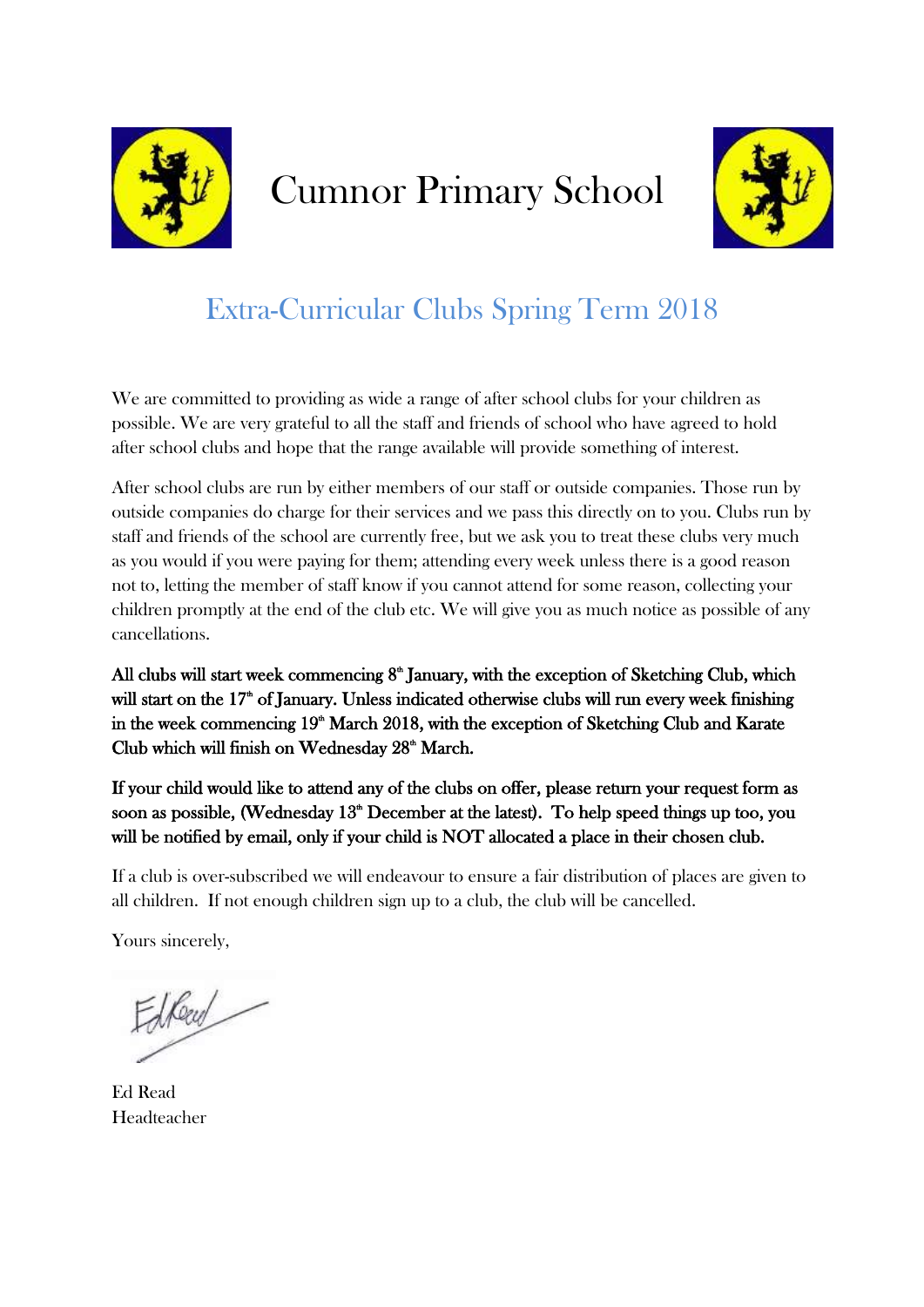# Cumnor Primary School

## Extra-Curricular Clubs Spring Term 2018

We are committed to providing as wide a range of after school clubs for your children as possible. We are very grateful to all the staff and friends of school who have agreed to hold after school clubs and hope that the range available will provide something of interest.

After school clubs are run by either members of our staff or outside companies. Those run by outside companies do charge for their services and we pass this directly on to you. Clubs run by staff and friends of the school are currently free, but we ask you to treat these clubs very much as you would if you were paying for them; attending every week unless there is a good reason not to, letting the member of staff know if you cannot attend for some reason, collecting your children promptly at the end of the club etc. We will give you as much notice as possible of any cancellations.

**All clubs will start week commencing 8th January, with the exception of Sketching Club, which will start on the 17th of January. Unless indicated otherwise clubs will run every week finishing in the week commencing 19th March 2018, with the exception of Sketching Club and Karate Club which will finish on Wednesday 28th March.**

**If your child would like to attend any of the clubs on offer, please return your request form as soon as possible, (Wednesday 13th December at the latest). To help speed things up too, you will be notified by email, only if your child is NOT allocated a place in their chosen club.**

If a club is over-subscribed we will endeavour to ensure a fair distribution of places are given to all children. If not enough children sign up to a club, the club will be cancelled.

Yours sincerely,

Ed Read

Ed Read
Headteacher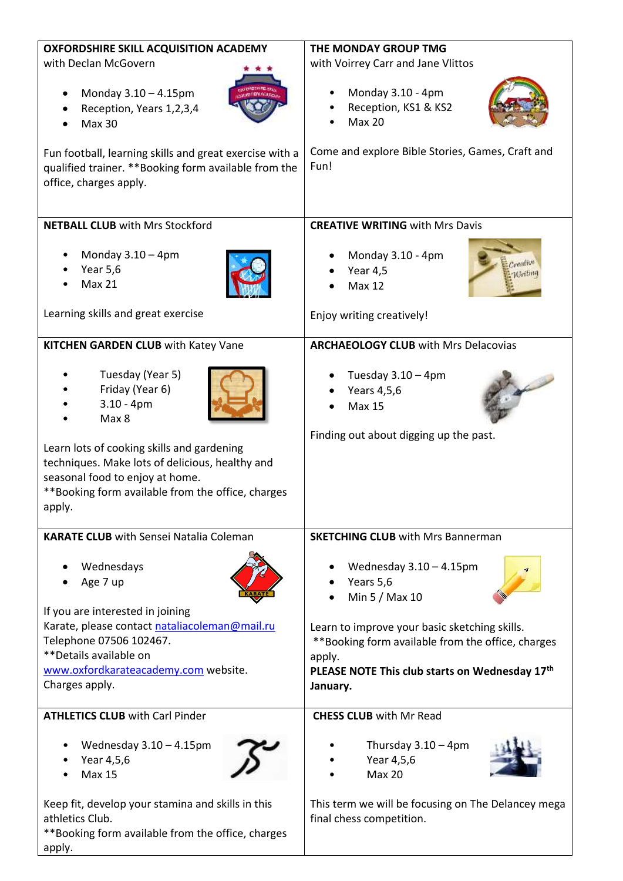**OXFORDSHIRE SKILL ACQUISITION ACADEMY**
with Declan McGovern

- Monday 3.10 – 4.15pm
- Reception, Years 1,2,3,4
- Max 30

Fun football, learning skills and great exercise with a qualified trainer. **Booking form available from the office, charges apply.

**THE MONDAY GROUP TMG**
with Voirrey Carr and Jane Vlittos

- Monday 3.10 - 4pm
- Reception, KS1 & KS2
- Max 20

Come and explore Bible Stories, Games, Craft and Fun!

**NETBALL CLUB** with Mrs Stockford

- Monday 3.10 – 4pm
- Year 5,6
- Max 21

Learning skills and great exercise

**CREATIVE WRITING** with Mrs Davis

- Monday 3.10 - 4pm
- Year 4,5
- Max 12

Enjoy writing creatively!

**KITCHEN GARDEN CLUB** with Katey Vane

- Tuesday (Year 5)
- Friday (Year 6)
- 3.10 - 4pm
- Max 8

Learn lots of cooking skills and gardening techniques. Make lots of delicious, healthy and seasonal food to enjoy at home.
**Booking form available from the office, charges apply.

**ARCHAEOLOGY CLUB** with Mrs Delacovias

- Tuesday 3.10 – 4pm
- Years 4,5,6
- Max 15

Finding out about digging up the past.

**KARATE CLUB** with Sensei Natalia Coleman

- Wednesdays
- Age 7 up

If you are interested in joining Karate, please contact nataliacoleman@mail.ru Telephone 07506 102467.
**Details available on www.oxfordkarateacademy.com website.
Charges apply.

**SKETCHING CLUB** with Mrs Bannerman

- Wednesday 3.10 – 4.15pm
- Years 5,6
- Min 5 / Max 10

Learn to improve your basic sketching skills.
**Booking form available from the office, charges apply.
**PLEASE NOTE This club starts on Wednesday 17th January.**

**ATHLETICS CLUB** with Carl Pinder

- Wednesday 3.10 – 4.15pm
- Year 4,5,6
- Max 15

Keep fit, develop your stamina and skills in this athletics Club.
**Booking form available from the office, charges apply.

**CHESS CLUB** with Mr Read

- Thursday 3.10 – 4pm
- Year 4,5,6
- Max 20

This term we will be focusing on The Delancey mega final chess competition.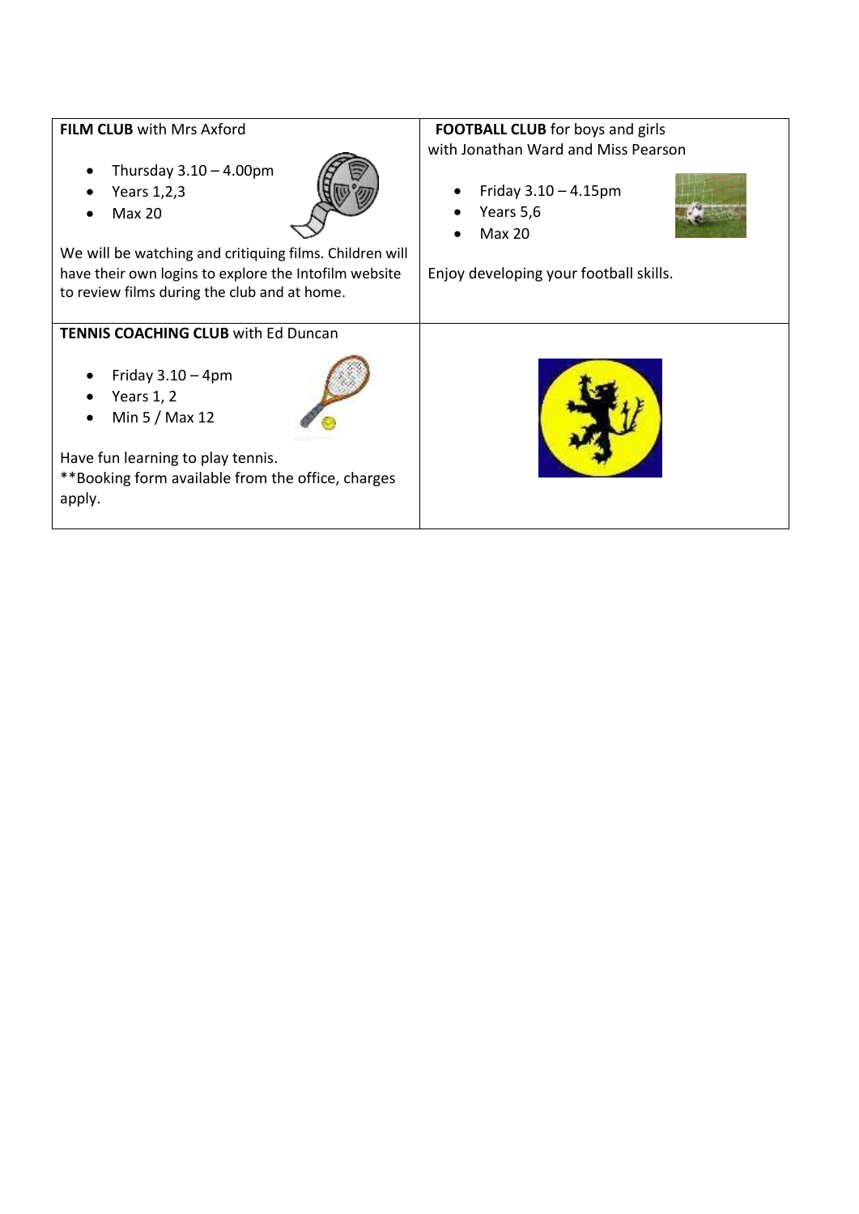**FILM CLUB** with Mrs Axford

- Thursday 3.10 – 4.00pm
- Years 1,2,3
- Max 20

We will be watching and critiquing films. Children will have their own logins to explore the Intofilm website to review films during the club and at home.

**FOOTBALL CLUB** for boys and girls with Jonathan Ward and Miss Pearson

- Friday 3.10 – 4.15pm
- Years 5,6
- Max 20

Enjoy developing your football skills.

**TENNIS COACHING CLUB** with Ed Duncan

- Friday 3.10 – 4pm
- Years 1, 2
- Min 5 / Max 12

Have fun learning to play tennis.
**Booking form available from the office, charges apply.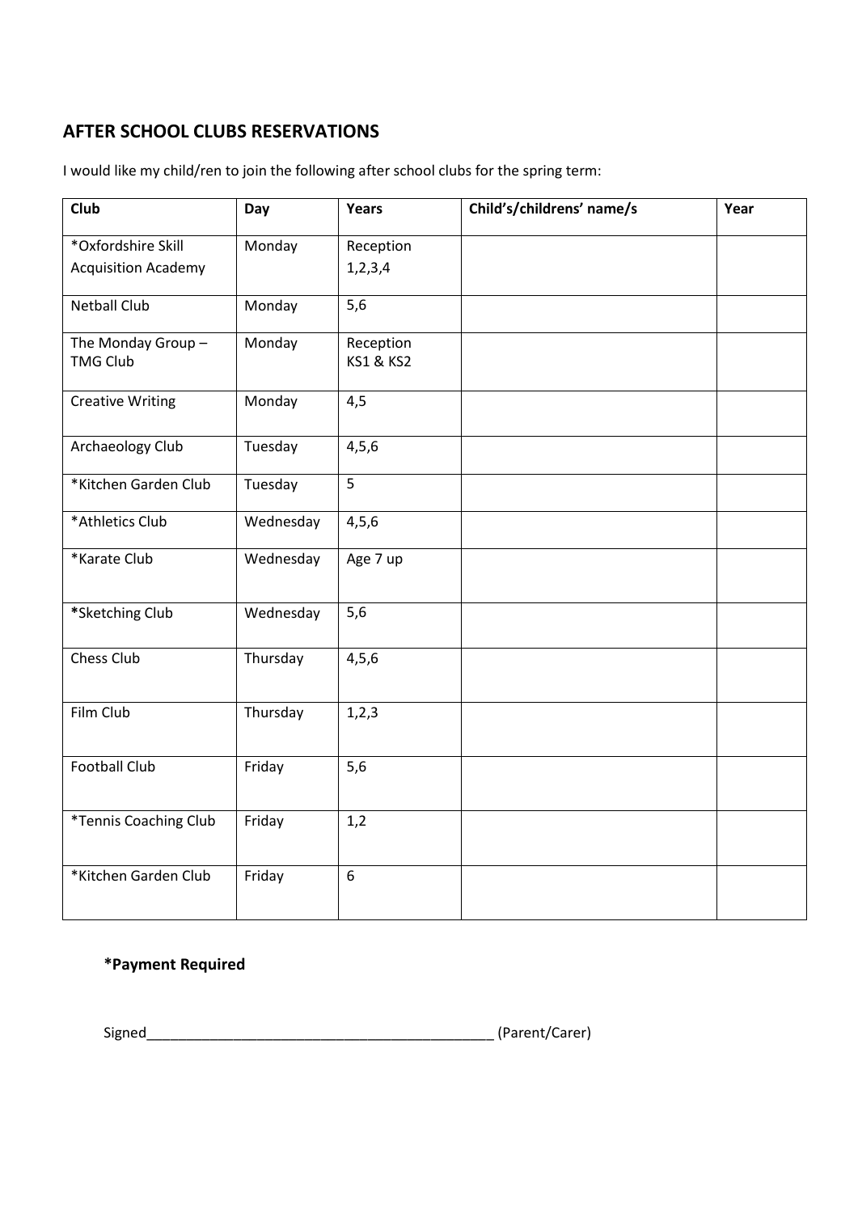## AFTER SCHOOL CLUBS RESERVATIONS

I would like my child/ren to join the following after school clubs for the spring term:

| Club | Day | Years | Child's/childrens' name/s | Year |
|---|---|---|---|---|
| *Oxfordshire Skill Acquisition Academy | Monday | Reception 1,2,3,4 | | |
| Netball Club | Monday | 5,6 | | |
| The Monday Group – TMG Club | Monday | Reception KS1 & KS2 | | |
| Creative Writing | Monday | 4,5 | | |
| Archaeology Club | Tuesday | 4,5,6 | | |
| *Kitchen Garden Club | Tuesday | 5 | | |
| *Athletics Club | Wednesday | 4,5,6 | | |
| *Karate Club | Wednesday | Age 7 up | | |
| **\*Sketching Club** | Wednesday | 5,6 | | |
| Chess Club | Thursday | 4,5,6 | | |
| Film Club | Thursday | 1,2,3 | | |
| Football Club | Friday | 5,6 | | |
| *Tennis Coaching Club | Friday | 1,2 | | |
| *Kitchen Garden Club | Friday | 6 | | |

**\*Payment Required**

Signed____________________________________________ (Parent/Carer)